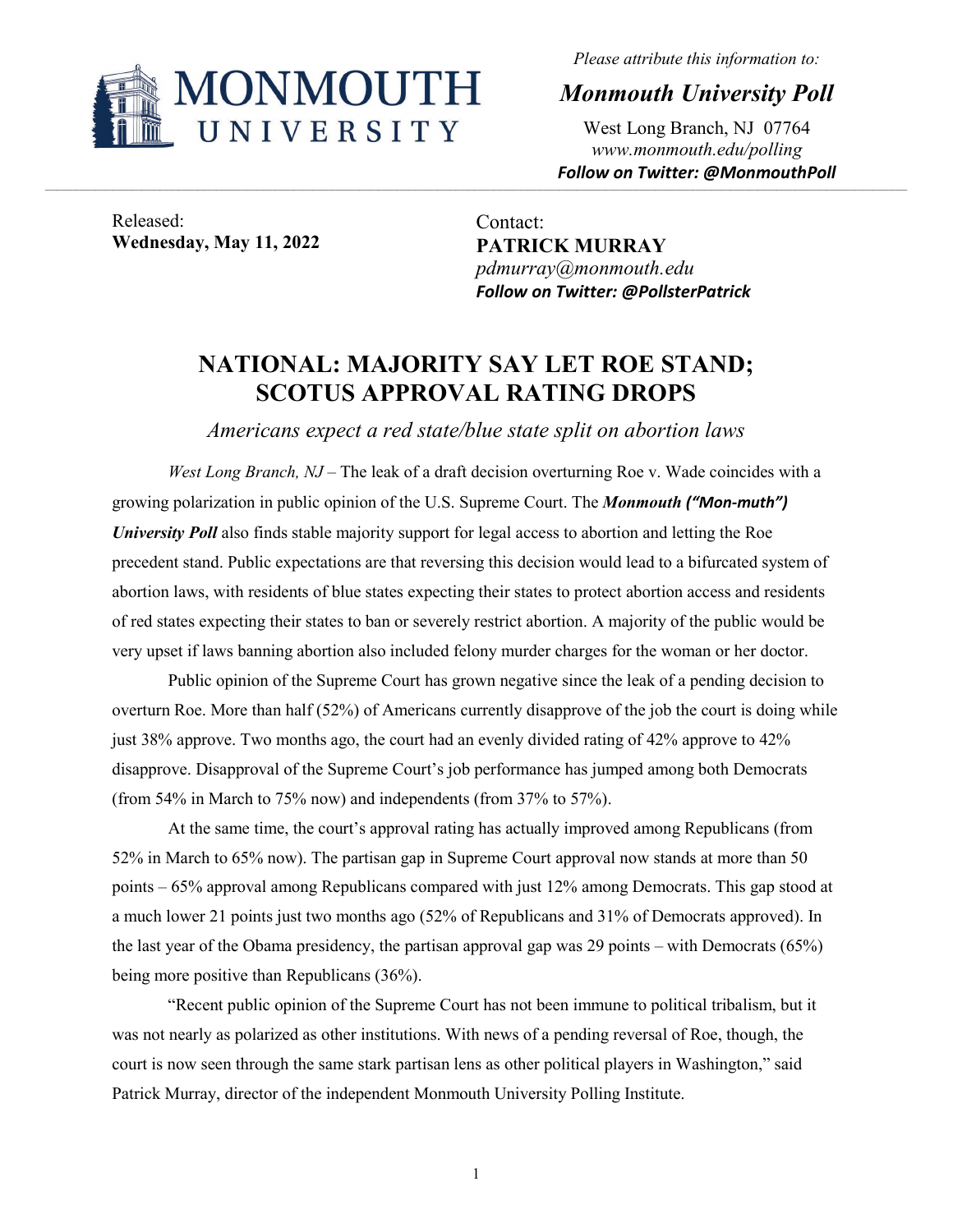MONMOUTH UNIVERSITY

*Please attribute this information to:*

***Monmouth University Poll***

West Long Branch, NJ 07764
*www.monmouth.edu/polling*
***Follow on Twitter: @MonmouthPoll***

Released:
**Wednesday, May 11, 2022**

Contact:
**PATRICK MURRAY**
*pdmurray@monmouth.edu*
***Follow on Twitter: @PollsterPatrick***

# NATIONAL: MAJORITY SAY LET ROE STAND; SCOTUS APPROVAL RATING DROPS

*Americans expect a red state/blue state split on abortion laws*

*West Long Branch, NJ* – The leak of a draft decision overturning Roe v. Wade coincides with a growing polarization in public opinion of the U.S. Supreme Court. The ***Monmouth ("Mon-muth") University Poll*** also finds stable majority support for legal access to abortion and letting the Roe precedent stand. Public expectations are that reversing this decision would lead to a bifurcated system of abortion laws, with residents of blue states expecting their states to protect abortion access and residents of red states expecting their states to ban or severely restrict abortion. A majority of the public would be very upset if laws banning abortion also included felony murder charges for the woman or her doctor.

Public opinion of the Supreme Court has grown negative since the leak of a pending decision to overturn Roe. More than half (52%) of Americans currently disapprove of the job the court is doing while just 38% approve. Two months ago, the court had an evenly divided rating of 42% approve to 42% disapprove. Disapproval of the Supreme Court's job performance has jumped among both Democrats (from 54% in March to 75% now) and independents (from 37% to 57%).

At the same time, the court's approval rating has actually improved among Republicans (from 52% in March to 65% now). The partisan gap in Supreme Court approval now stands at more than 50 points – 65% approval among Republicans compared with just 12% among Democrats. This gap stood at a much lower 21 points just two months ago (52% of Republicans and 31% of Democrats approved). In the last year of the Obama presidency, the partisan approval gap was 29 points – with Democrats (65%) being more positive than Republicans (36%).

"Recent public opinion of the Supreme Court has not been immune to political tribalism, but it was not nearly as polarized as other institutions. With news of a pending reversal of Roe, though, the court is now seen through the same stark partisan lens as other political players in Washington," said Patrick Murray, director of the independent Monmouth University Polling Institute.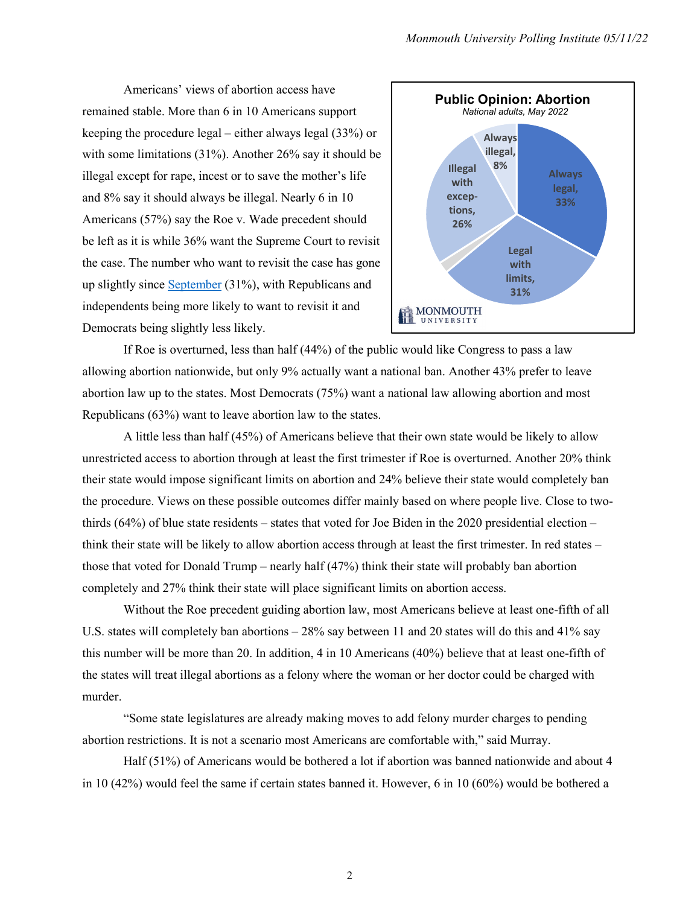Americans' views of abortion access have remained stable. More than 6 in 10 Americans support keeping the procedure legal – either always legal (33%) or with some limitations (31%). Another 26% say it should be illegal except for rape, incest or to save the mother's life and 8% say it should always be illegal. Nearly 6 in 10 Americans (57%) say the Roe v. Wade precedent should be left as it is while 36% want the Supreme Court to revisit the case. The number who want to revisit the case has gone up slightly since [September](#) (31%), with Republicans and independents being more likely to want to revisit it and Democrats being slightly less likely.

**Public Opinion: Abortion**
*National adults, May 2022*

| Response | % |
|---|---|
| Always legal | 33% |
| Legal with limits | 31% |
| Illegal with exceptions | 26% |
| Always illegal | 8% |

If Roe is overturned, less than half (44%) of the public would like Congress to pass a law allowing abortion nationwide, but only 9% actually want a national ban. Another 43% prefer to leave abortion law up to the states. Most Democrats (75%) want a national law allowing abortion and most Republicans (63%) want to leave abortion law to the states.

A little less than half (45%) of Americans believe that their own state would be likely to allow unrestricted access to abortion through at least the first trimester if Roe is overturned. Another 20% think their state would impose significant limits on abortion and 24% believe their state would completely ban the procedure. Views on these possible outcomes differ mainly based on where people live. Close to two-thirds (64%) of blue state residents – states that voted for Joe Biden in the 2020 presidential election – think their state will be likely to allow abortion access through at least the first trimester. In red states – those that voted for Donald Trump – nearly half (47%) think their state will probably ban abortion completely and 27% think their state will place significant limits on abortion access.

Without the Roe precedent guiding abortion law, most Americans believe at least one-fifth of all U.S. states will completely ban abortions – 28% say between 11 and 20 states will do this and 41% say this number will be more than 20. In addition, 4 in 10 Americans (40%) believe that at least one-fifth of the states will treat illegal abortions as a felony where the woman or her doctor could be charged with murder.

"Some state legislatures are already making moves to add felony murder charges to pending abortion restrictions. It is not a scenario most Americans are comfortable with," said Murray.

Half (51%) of Americans would be bothered a lot if abortion was banned nationwide and about 4 in 10 (42%) would feel the same if certain states banned it. However, 6 in 10 (60%) would be bothered a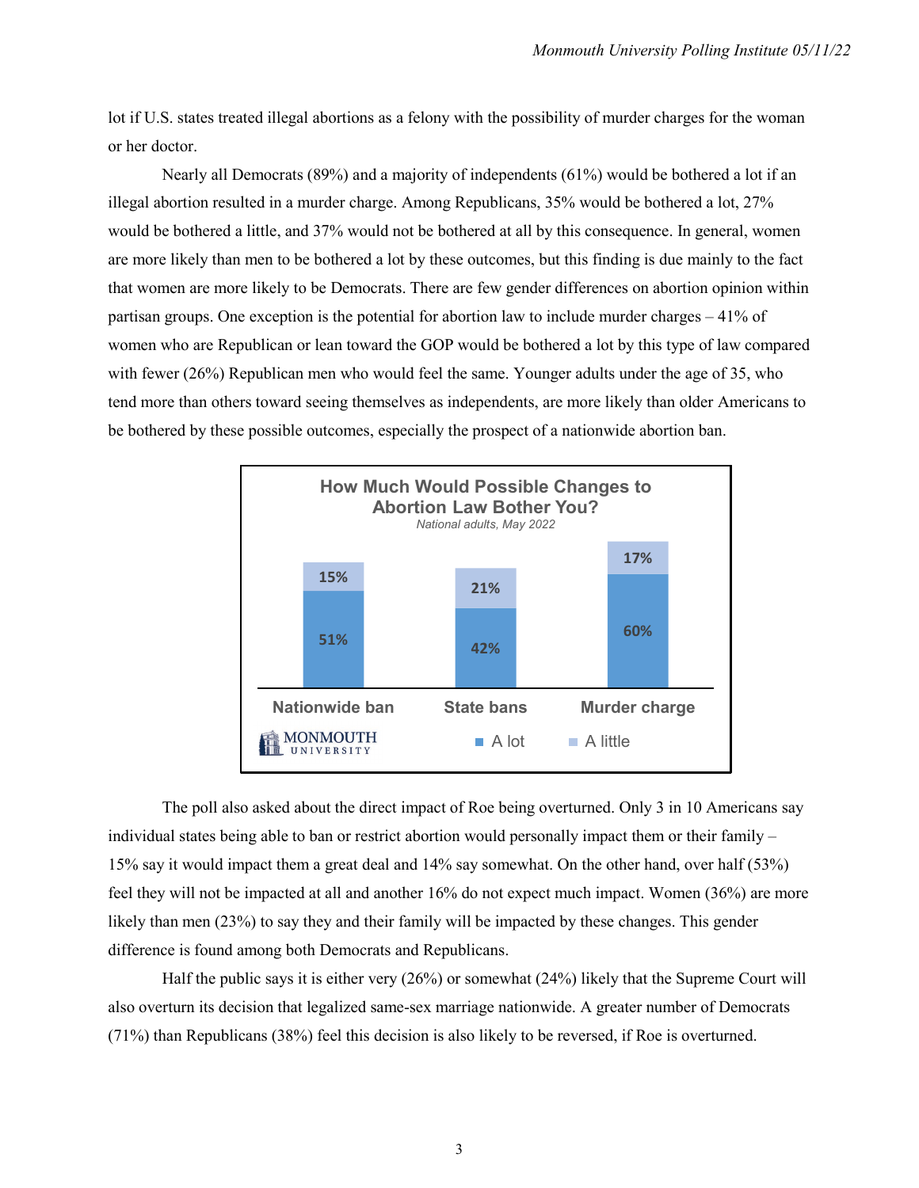lot if U.S. states treated illegal abortions as a felony with the possibility of murder charges for the woman or her doctor.

Nearly all Democrats (89%) and a majority of independents (61%) would be bothered a lot if an illegal abortion resulted in a murder charge. Among Republicans, 35% would be bothered a lot, 27% would be bothered a little, and 37% would not be bothered at all by this consequence. In general, women are more likely than men to be bothered a lot by these outcomes, but this finding is due mainly to the fact that women are more likely to be Democrats. There are few gender differences on abortion opinion within partisan groups. One exception is the potential for abortion law to include murder charges – 41% of women who are Republican or lean toward the GOP would be bothered a lot by this type of law compared with fewer (26%) Republican men who would feel the same. Younger adults under the age of 35, who tend more than others toward seeing themselves as independents, are more likely than older Americans to be bothered by these possible outcomes, especially the prospect of a nationwide abortion ban.

**How Much Would Possible Changes to Abortion Law Bother You?**
*National adults, May 2022*

| | A lot | A little |
|---|---|---|
| Nationwide ban | 51% | 15% |
| State bans | 42% | 21% |
| Murder charge | 60% | 17% |

The poll also asked about the direct impact of Roe being overturned. Only 3 in 10 Americans say individual states being able to ban or restrict abortion would personally impact them or their family – 15% say it would impact them a great deal and 14% say somewhat. On the other hand, over half (53%) feel they will not be impacted at all and another 16% do not expect much impact. Women (36%) are more likely than men (23%) to say they and their family will be impacted by these changes. This gender difference is found among both Democrats and Republicans.

Half the public says it is either very (26%) or somewhat (24%) likely that the Supreme Court will also overturn its decision that legalized same-sex marriage nationwide. A greater number of Democrats (71%) than Republicans (38%) feel this decision is also likely to be reversed, if Roe is overturned.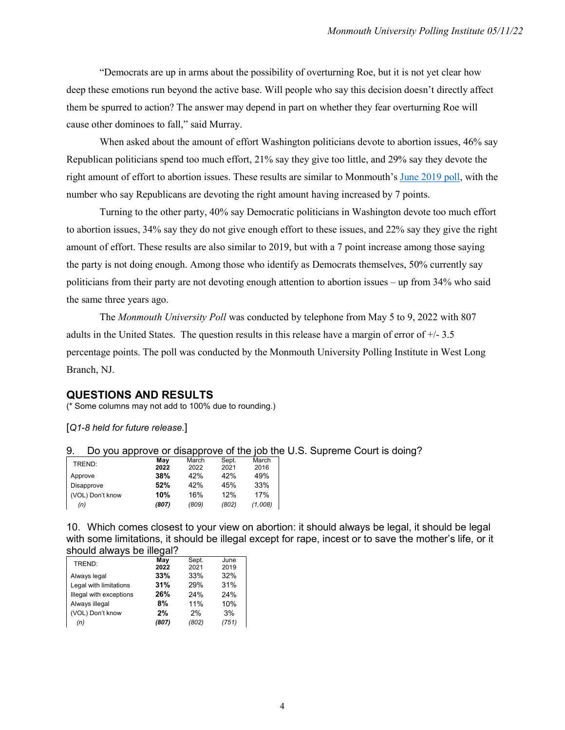"Democrats are up in arms about the possibility of overturning Roe, but it is not yet clear how deep these emotions run beyond the active base. Will people who say this decision doesn't directly affect them be spurred to action? The answer may depend in part on whether they fear overturning Roe will cause other dominoes to fall," said Murray.

When asked about the amount of effort Washington politicians devote to abortion issues, 46% say Republican politicians spend too much effort, 21% say they give too little, and 29% say they devote the right amount of effort to abortion issues. These results are similar to Monmouth's June 2019 poll, with the number who say Republicans are devoting the right amount having increased by 7 points.

Turning to the other party, 40% say Democratic politicians in Washington devote too much effort to abortion issues, 34% say they do not give enough effort to these issues, and 22% say they give the right amount of effort. These results are also similar to 2019, but with a 7 point increase among those saying the party is not doing enough. Among those who identify as Democrats themselves, 50% currently say politicians from their party are not devoting enough attention to abortion issues – up from 34% who said the same three years ago.

The *Monmouth University Poll* was conducted by telephone from May 5 to 9, 2022 with 807 adults in the United States. The question results in this release have a margin of error of +/- 3.5 percentage points. The poll was conducted by the Monmouth University Polling Institute in West Long Branch, NJ.

## QUESTIONS AND RESULTS

(* Some columns may not add to 100% due to rounding.)

[*Q1-8 held for future release.*]

9. Do you approve or disapprove of the job the U.S. Supreme Court is doing?

| TREND: | **May 2022** | March 2022 | Sept. 2021 | March 2016 |
|---|---|---|---|---|
| Approve | **38%** | 42% | 42% | 49% |
| Disapprove | **52%** | 42% | 45% | 33% |
| (VOL) Don't know | **10%** | 16% | 12% | 17% |
| *(n)* | ***(807)*** | *(809)* | *(802)* | *(1,008)* |

10. Which comes closest to your view on abortion: it should always be legal, it should be legal with some limitations, it should be illegal except for rape, incest or to save the mother's life, or it should always be illegal?

| TREND: | **May 2022** | Sept. 2021 | June 2019 |
|---|---|---|---|
| Always legal | **33%** | 33% | 32% |
| Legal with limitations | **31%** | 29% | 31% |
| Illegal with exceptions | **26%** | 24% | 24% |
| Always illegal | **8%** | 11% | 10% |
| (VOL) Don't know | **2%** | 2% | 3% |
| *(n)* | ***(807)*** | *(802)* | *(751)* |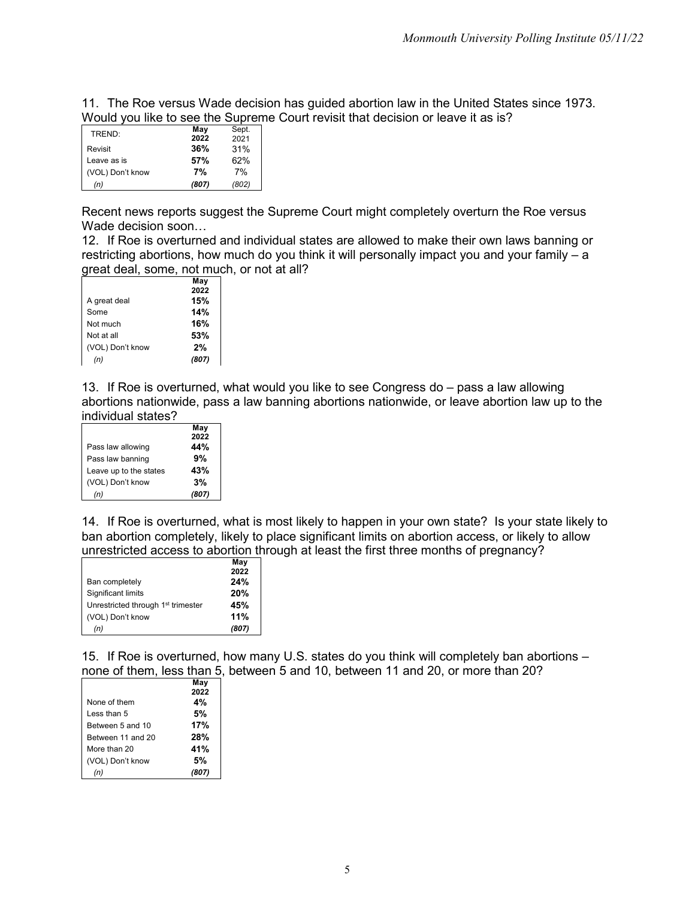11. The Roe versus Wade decision has guided abortion law in the United States since 1973. Would you like to see the Supreme Court revisit that decision or leave it as is?

| TREND: | May 2022 | Sept. 2021 |
|---|---|---|
| Revisit | **36%** | 31% |
| Leave as is | **57%** | 62% |
| (VOL) Don't know | **7%** | 7% |
| *(n)* | *(807)* | *(802)* |

Recent news reports suggest the Supreme Court might completely overturn the Roe versus Wade decision soon…

12. If Roe is overturned and individual states are allowed to make their own laws banning or restricting abortions, how much do you think it will personally impact you and your family – a great deal, some, not much, or not at all?

| | May 2022 |
|---|---|
| A great deal | **15%** |
| Some | **14%** |
| Not much | **16%** |
| Not at all | **53%** |
| (VOL) Don't know | **2%** |
| *(n)* | *(807)* |

13. If Roe is overturned, what would you like to see Congress do – pass a law allowing abortions nationwide, pass a law banning abortions nationwide, or leave abortion law up to the individual states?

| | May 2022 |
|---|---|
| Pass law allowing | **44%** |
| Pass law banning | **9%** |
| Leave up to the states | **43%** |
| (VOL) Don't know | **3%** |
| *(n)* | *(807)* |

14. If Roe is overturned, what is most likely to happen in your own state? Is your state likely to ban abortion completely, likely to place significant limits on abortion access, or likely to allow unrestricted access to abortion through at least the first three months of pregnancy?

| | May 2022 |
|---|---|
| Ban completely | **24%** |
| Significant limits | **20%** |
| Unrestricted through 1st trimester | **45%** |
| (VOL) Don't know | **11%** |
| *(n)* | *(807)* |

15. If Roe is overturned, how many U.S. states do you think will completely ban abortions – none of them, less than 5, between 5 and 10, between 11 and 20, or more than 20?

| | May 2022 |
|---|---|
| None of them | **4%** |
| Less than 5 | **5%** |
| Between 5 and 10 | **17%** |
| Between 11 and 20 | **28%** |
| More than 20 | **41%** |
| (VOL) Don't know | **5%** |
| *(n)* | *(807)* |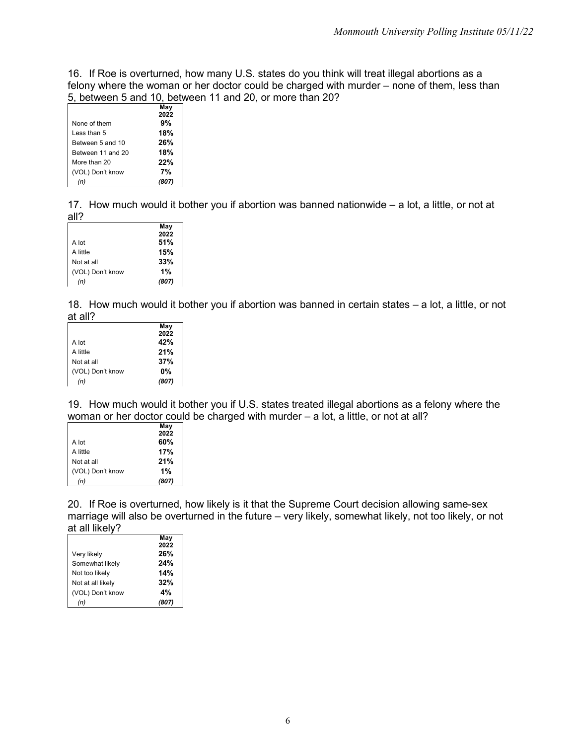16. If Roe is overturned, how many U.S. states do you think will treat illegal abortions as a felony where the woman or her doctor could be charged with murder – none of them, less than 5, between 5 and 10, between 11 and 20, or more than 20?

| | May 2022 |
|---|---|
| None of them | **9%** |
| Less than 5 | **18%** |
| Between 5 and 10 | **26%** |
| Between 11 and 20 | **18%** |
| More than 20 | **22%** |
| (VOL) Don't know | **7%** |
| *(n)* | ***(807)*** |

17. How much would it bother you if abortion was banned nationwide – a lot, a little, or not at all?

| | May 2022 |
|---|---|
| A lot | **51%** |
| A little | **15%** |
| Not at all | **33%** |
| (VOL) Don't know | **1%** |
| *(n)* | ***(807)*** |

18. How much would it bother you if abortion was banned in certain states – a lot, a little, or not at all?

| | May 2022 |
|---|---|
| A lot | **42%** |
| A little | **21%** |
| Not at all | **37%** |
| (VOL) Don't know | **0%** |
| *(n)* | ***(807)*** |

19. How much would it bother you if U.S. states treated illegal abortions as a felony where the woman or her doctor could be charged with murder – a lot, a little, or not at all?

| | May 2022 |
|---|---|
| A lot | **60%** |
| A little | **17%** |
| Not at all | **21%** |
| (VOL) Don't know | **1%** |
| *(n)* | ***(807)*** |

20. If Roe is overturned, how likely is it that the Supreme Court decision allowing same-sex marriage will also be overturned in the future – very likely, somewhat likely, not too likely, or not at all likely?

| | May 2022 |
|---|---|
| Very likely | **26%** |
| Somewhat likely | **24%** |
| Not too likely | **14%** |
| Not at all likely | **32%** |
| (VOL) Don't know | **4%** |
| *(n)* | ***(807)*** |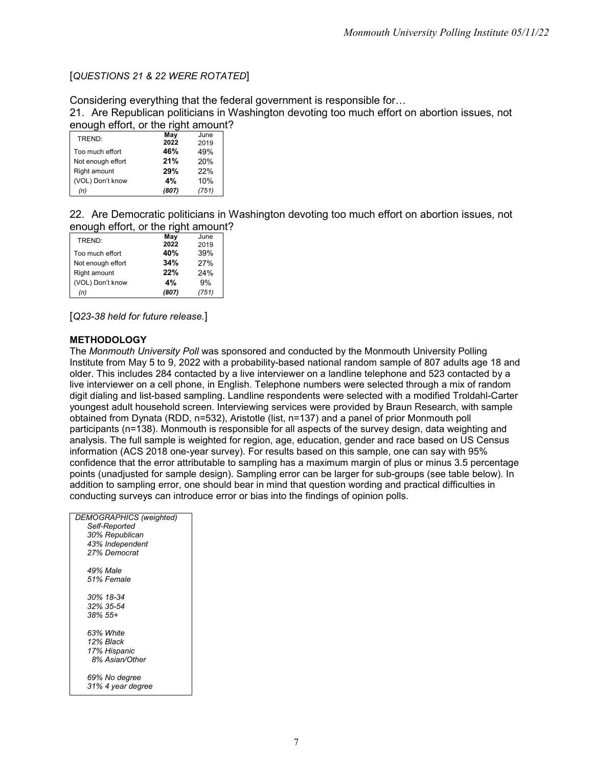[*QUESTIONS 21 & 22 WERE ROTATED*]

Considering everything that the federal government is responsible for…

21. Are Republican politicians in Washington devoting too much effort on abortion issues, not enough effort, or the right amount?

| TREND: | **May 2022** | June 2019 |
|---|---|---|
| Too much effort | **46%** | 49% |
| Not enough effort | **21%** | 20% |
| Right amount | **29%** | 22% |
| (VOL) Don't know | **4%** | 10% |
| *(n)* | ***(807)*** | *(751)* |

22. Are Democratic politicians in Washington devoting too much effort on abortion issues, not enough effort, or the right amount?

| TREND: | **May 2022** | June 2019 |
|---|---|---|
| Too much effort | **40%** | 39% |
| Not enough effort | **34%** | 27% |
| Right amount | **22%** | 24% |
| (VOL) Don't know | **4%** | 9% |
| *(n)* | ***(807)*** | *(751)* |

[*Q23-38 held for future release.*]

**METHODOLOGY**

The *Monmouth University Poll* was sponsored and conducted by the Monmouth University Polling Institute from May 5 to 9, 2022 with a probability-based national random sample of 807 adults age 18 and older. This includes 284 contacted by a live interviewer on a landline telephone and 523 contacted by a live interviewer on a cell phone, in English. Telephone numbers were selected through a mix of random digit dialing and list-based sampling. Landline respondents were selected with a modified Troldahl-Carter youngest adult household screen. Interviewing services were provided by Braun Research, with sample obtained from Dynata (RDD, n=532), Aristotle (list, n=137) and a panel of prior Monmouth poll participants (n=138). Monmouth is responsible for all aspects of the survey design, data weighting and analysis. The full sample is weighted for region, age, education, gender and race based on US Census information (ACS 2018 one-year survey). For results based on this sample, one can say with 95% confidence that the error attributable to sampling has a maximum margin of plus or minus 3.5 percentage points (unadjusted for sample design). Sampling error can be larger for sub-groups (see table below). In addition to sampling error, one should bear in mind that question wording and practical difficulties in conducting surveys can introduce error or bias into the findings of opinion polls.

| *DEMOGRAPHICS (weighted)* |
|---|
| *Self-Reported* |
| *30% Republican* |
| *43% Independent* |
| *27% Democrat* |
| |
| *49% Male* |
| *51% Female* |
| |
| *30% 18-34* |
| *32% 35-54* |
| *38% 55+* |
| |
| *63% White* |
| *12% Black* |
| *17% Hispanic* |
| *8% Asian/Other* |
| |
| *69% No degree* |
| *31% 4 year degree* |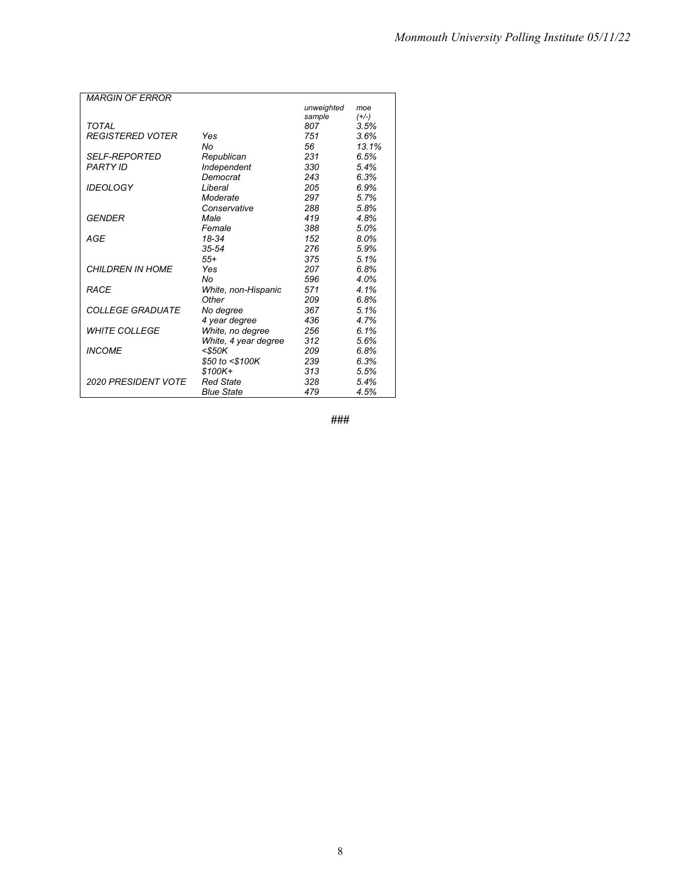| MARGIN OF ERROR | | unweighted sample | moe (+/-) |
|---|---|---|---|
| TOTAL | | 807 | 3.5% |
| REGISTERED VOTER | Yes | 751 | 3.6% |
| | No | 56 | 13.1% |
| SELF-REPORTED PARTY ID | Republican | 231 | 6.5% |
| | Independent | 330 | 5.4% |
| | Democrat | 243 | 6.3% |
| IDEOLOGY | Liberal | 205 | 6.9% |
| | Moderate | 297 | 5.7% |
| | Conservative | 288 | 5.8% |
| GENDER | Male | 419 | 4.8% |
| | Female | 388 | 5.0% |
| AGE | 18-34 | 152 | 8.0% |
| | 35-54 | 276 | 5.9% |
| | 55+ | 375 | 5.1% |
| CHILDREN IN HOME | Yes | 207 | 6.8% |
| | No | 596 | 4.0% |
| RACE | White, non-Hispanic | 571 | 4.1% |
| | Other | 209 | 6.8% |
| COLLEGE GRADUATE | No degree | 367 | 5.1% |
| | 4 year degree | 436 | 4.7% |
| WHITE COLLEGE | White, no degree | 256 | 6.1% |
| | White, 4 year degree | 312 | 5.6% |
| INCOME | <$50K | 209 | 6.8% |
| | $50 to <$100K | 239 | 6.3% |
| | $100K+ | 313 | 5.5% |
| 2020 PRESIDENT VOTE | Red State | 328 | 5.4% |
| | Blue State | 479 | 4.5% |

###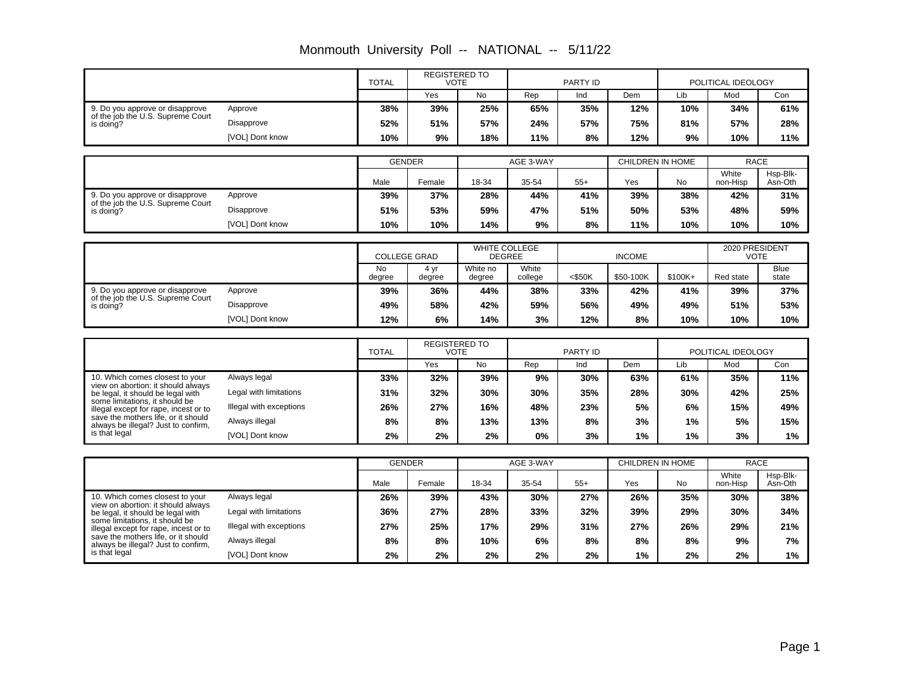# Monmouth University Poll -- NATIONAL -- 5/11/22

| | | TOTAL | REGISTERED TO VOTE | | PARTY ID | | | POLITICAL IDEOLOGY | | |
|---|---|---|---|---|---|---|---|---|---|---|
| | | | Yes | No | Rep | Ind | Dem | Lib | Mod | Con |
| 9. Do you approve or disapprove of the job the U.S. Supreme Court is doing? | Approve | **38%** | **39%** | **25%** | **65%** | **35%** | **12%** | **10%** | **34%** | **61%** |
| | Disapprove | **52%** | **51%** | **57%** | **24%** | **57%** | **75%** | **81%** | **57%** | **28%** |
| | [VOL] Dont know | **10%** | **9%** | **18%** | **11%** | **8%** | **12%** | **9%** | **10%** | **11%** |

| | | GENDER | | AGE 3-WAY | | | CHILDREN IN HOME | | RACE | |
|---|---|---|---|---|---|---|---|---|---|---|
| | | Male | Female | 18-34 | 35-54 | 55+ | Yes | No | White non-Hisp | Hsp-Blk-Asn-Oth |
| 9. Do you approve or disapprove of the job the U.S. Supreme Court is doing? | Approve | **39%** | **37%** | **28%** | **44%** | **41%** | **39%** | **38%** | **42%** | **31%** |
| | Disapprove | **51%** | **53%** | **59%** | **47%** | **51%** | **50%** | **53%** | **48%** | **59%** |
| | [VOL] Dont know | **10%** | **10%** | **14%** | **9%** | **8%** | **11%** | **10%** | **10%** | **10%** |

| | | COLLEGE GRAD | | WHITE COLLEGE DEGREE | | INCOME | | | 2020 PRESIDENT VOTE | |
|---|---|---|---|---|---|---|---|---|---|---|
| | | No degree | 4 yr degree | White no degree | White college | <$50K | $50-100K | $100K+ | Red state | Blue state |
| 9. Do you approve or disapprove of the job the U.S. Supreme Court is doing? | Approve | **39%** | **36%** | **44%** | **38%** | **33%** | **42%** | **41%** | **39%** | **37%** |
| | Disapprove | **49%** | **58%** | **42%** | **59%** | **56%** | **49%** | **49%** | **51%** | **53%** |
| | [VOL] Dont know | **12%** | **6%** | **14%** | **3%** | **12%** | **8%** | **10%** | **10%** | **10%** |

| | | TOTAL | REGISTERED TO VOTE | | PARTY ID | | | POLITICAL IDEOLOGY | | |
|---|---|---|---|---|---|---|---|---|---|---|
| | | | Yes | No | Rep | Ind | Dem | Lib | Mod | Con |
| 10. Which comes closest to your view on abortion: it should always be legal, it should be legal with some limitations, it should be illegal except for rape, incest or to save the mothers life, or it should always be illegal? Just to confirm, is that legal | Always legal | **33%** | **32%** | **39%** | **9%** | **30%** | **63%** | **61%** | **35%** | **11%** |
| | Legal with limitations | **31%** | **32%** | **30%** | **30%** | **35%** | **28%** | **30%** | **42%** | **25%** |
| | Illegal with exceptions | **26%** | **27%** | **16%** | **48%** | **23%** | **5%** | **6%** | **15%** | **49%** |
| | Always illegal | **8%** | **8%** | **13%** | **13%** | **8%** | **3%** | **1%** | **5%** | **15%** |
| | [VOL] Dont know | **2%** | **2%** | **2%** | **0%** | **3%** | **1%** | **1%** | **3%** | **1%** |

| | | GENDER | | AGE 3-WAY | | | CHILDREN IN HOME | | RACE | |
|---|---|---|---|---|---|---|---|---|---|---|
| | | Male | Female | 18-34 | 35-54 | 55+ | Yes | No | White non-Hisp | Hsp-Blk-Asn-Oth |
| 10. Which comes closest to your view on abortion: it should always be legal, it should be legal with some limitations, it should be illegal except for rape, incest or to save the mothers life, or it should always be illegal? Just to confirm, is that legal | Always legal | **26%** | **39%** | **43%** | **30%** | **27%** | **26%** | **35%** | **30%** | **38%** |
| | Legal with limitations | **36%** | **27%** | **28%** | **33%** | **32%** | **39%** | **29%** | **30%** | **34%** |
| | Illegal with exceptions | **27%** | **25%** | **17%** | **29%** | **31%** | **27%** | **26%** | **29%** | **21%** |
| | Always illegal | **8%** | **8%** | **10%** | **6%** | **8%** | **8%** | **8%** | **9%** | **7%** |
| | [VOL] Dont know | **2%** | **2%** | **2%** | **2%** | **2%** | **1%** | **2%** | **2%** | **1%** |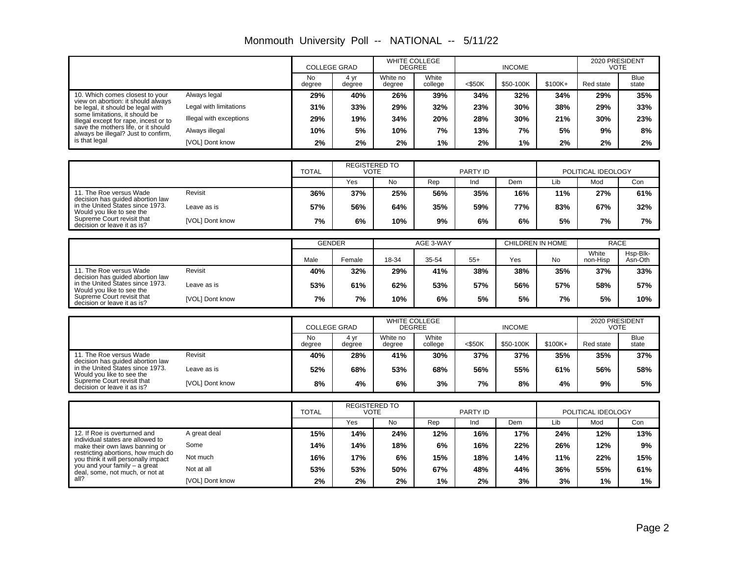# Monmouth University Poll -- NATIONAL -- 5/11/22

| | | COLLEGE GRAD | | WHITE COLLEGE DEGREE | | INCOME | | | 2020 PRESIDENT VOTE | |
|---|---|---|---|---|---|---|---|---|---|---|
| | | No degree | 4 yr degree | White no degree | White college | <$50K | $50-100K | $100K+ | Red state | Blue state |
| 10. Which comes closest to your view on abortion: it should always be legal, it should be legal with some limitations, it should be illegal except for rape, incest or to save the mothers life, or it should always be illegal? Just to confirm, is that legal | Always legal | 29% | 40% | 26% | 39% | 34% | 32% | 34% | 29% | 35% |
| | Legal with limitations | 31% | 33% | 29% | 32% | 23% | 30% | 38% | 29% | 33% |
| | Illegal with exceptions | 29% | 19% | 34% | 20% | 28% | 30% | 21% | 30% | 23% |
| | Always illegal | 10% | 5% | 10% | 7% | 13% | 7% | 5% | 9% | 8% |
| | [VOL] Dont know | 2% | 2% | 2% | 1% | 2% | 1% | 2% | 2% | 2% |

| | | TOTAL | REGISTERED TO VOTE | | PARTY ID | | | POLITICAL IDEOLOGY | | |
|---|---|---|---|---|---|---|---|---|---|---|
| | | | Yes | No | Rep | Ind | Dem | Lib | Mod | Con |
| 11. The Roe versus Wade decision has guided abortion law in the United States since 1973. Would you like to see the Supreme Court revisit that decision or leave it as is? | Revisit | 36% | 37% | 25% | 56% | 35% | 16% | 11% | 27% | 61% |
| | Leave as is | 57% | 56% | 64% | 35% | 59% | 77% | 83% | 67% | 32% |
| | [VOL] Dont know | 7% | 6% | 10% | 9% | 6% | 6% | 5% | 7% | 7% |

| | | GENDER | | AGE 3-WAY | | | CHILDREN IN HOME | | RACE | |
|---|---|---|---|---|---|---|---|---|---|---|
| | | Male | Female | 18-34 | 35-54 | 55+ | Yes | No | White non-Hisp | Hsp-Blk-Asn-Oth |
| 11. The Roe versus Wade decision has guided abortion law in the United States since 1973. Would you like to see the Supreme Court revisit that decision or leave it as is? | Revisit | 40% | 32% | 29% | 41% | 38% | 38% | 35% | 37% | 33% |
| | Leave as is | 53% | 61% | 62% | 53% | 57% | 56% | 57% | 58% | 57% |
| | [VOL] Dont know | 7% | 7% | 10% | 6% | 5% | 5% | 7% | 5% | 10% |

| | | COLLEGE GRAD | | WHITE COLLEGE DEGREE | | INCOME | | | 2020 PRESIDENT VOTE | |
|---|---|---|---|---|---|---|---|---|---|---|
| | | No degree | 4 yr degree | White no degree | White college | <$50K | $50-100K | $100K+ | Red state | Blue state |
| 11. The Roe versus Wade decision has guided abortion law in the United States since 1973. Would you like to see the Supreme Court revisit that decision or leave it as is? | Revisit | 40% | 28% | 41% | 30% | 37% | 37% | 35% | 35% | 37% |
| | Leave as is | 52% | 68% | 53% | 68% | 56% | 55% | 61% | 56% | 58% |
| | [VOL] Dont know | 8% | 4% | 6% | 3% | 7% | 8% | 4% | 9% | 5% |

| | | TOTAL | REGISTERED TO VOTE | | PARTY ID | | | POLITICAL IDEOLOGY | | |
|---|---|---|---|---|---|---|---|---|---|---|
| | | | Yes | No | Rep | Ind | Dem | Lib | Mod | Con |
| 12. If Roe is overturned and individual states are allowed to make their own laws banning or restricting abortions, how much do you think it will personally impact you and your family – a great deal, some, not much, or not at all? | A great deal | 15% | 14% | 24% | 12% | 16% | 17% | 24% | 12% | 13% |
| | Some | 14% | 14% | 18% | 6% | 16% | 22% | 26% | 12% | 9% |
| | Not much | 16% | 17% | 6% | 15% | 18% | 14% | 11% | 22% | 15% |
| | Not at all | 53% | 53% | 50% | 67% | 48% | 44% | 36% | 55% | 61% |
| | [VOL] Dont know | 2% | 2% | 2% | 1% | 2% | 3% | 3% | 1% | 1% |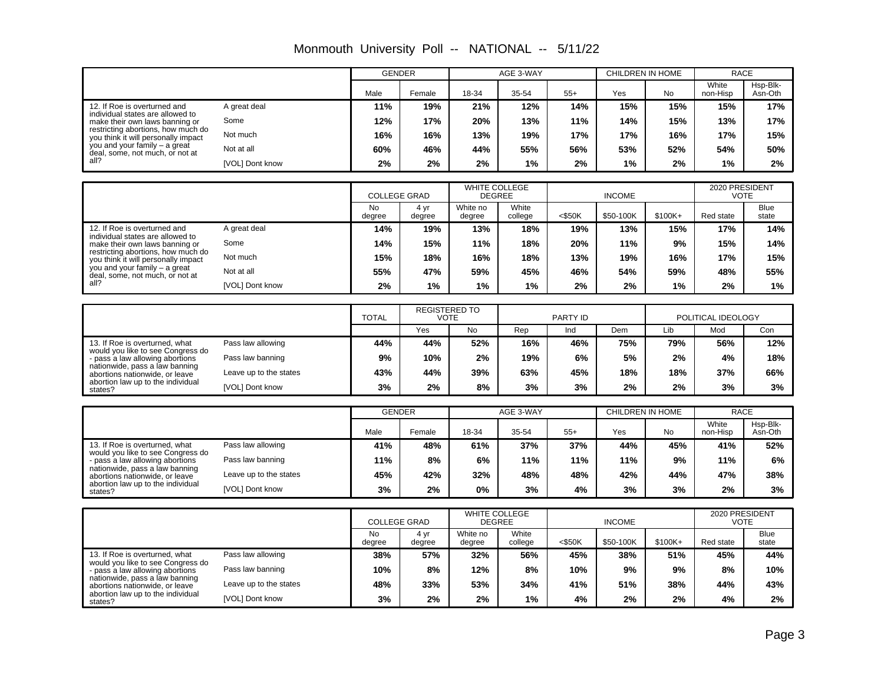# Monmouth University Poll -- NATIONAL -- 5/11/22

| | | GENDER | | AGE 3-WAY | | | CHILDREN IN HOME | | RACE | |
|---|---|---|---|---|---|---|---|---|---|---|
| | | Male | Female | 18-34 | 35-54 | 55+ | Yes | No | White non-Hisp | Hsp-Blk-Asn-Oth |
| 12. If Roe is overturned and individual states are allowed to make their own laws banning or restricting abortions, how much do you think it will personally impact you and your family – a great deal, some, not much, or not at all? | A great deal | 11% | 19% | 21% | 12% | 14% | 15% | 15% | 15% | 17% |
| | Some | 12% | 17% | 20% | 13% | 11% | 14% | 15% | 13% | 17% |
| | Not much | 16% | 16% | 13% | 19% | 17% | 17% | 16% | 17% | 15% |
| | Not at all | 60% | 46% | 44% | 55% | 56% | 53% | 52% | 54% | 50% |
| | [VOL] Dont know | 2% | 2% | 2% | 1% | 2% | 1% | 2% | 1% | 2% |

| | | COLLEGE GRAD | | WHITE COLLEGE DEGREE | | INCOME | | | 2020 PRESIDENT VOTE | |
|---|---|---|---|---|---|---|---|---|---|---|
| | | No degree | 4 yr degree | White no degree | White college | <$50K | $50-100K | $100K+ | Red state | Blue state |
| 12. If Roe is overturned and individual states are allowed to make their own laws banning or restricting abortions, how much do you think it will personally impact you and your family – a great deal, some, not much, or not at all? | A great deal | 14% | 19% | 13% | 18% | 19% | 13% | 15% | 17% | 14% |
| | Some | 14% | 15% | 11% | 18% | 20% | 11% | 9% | 15% | 14% |
| | Not much | 15% | 18% | 16% | 18% | 13% | 19% | 16% | 17% | 15% |
| | Not at all | 55% | 47% | 59% | 45% | 46% | 54% | 59% | 48% | 55% |
| | [VOL] Dont know | 2% | 1% | 1% | 1% | 2% | 2% | 1% | 2% | 1% |

| | | TOTAL | REGISTERED TO VOTE | | PARTY ID | | | POLITICAL IDEOLOGY | | |
|---|---|---|---|---|---|---|---|---|---|---|
| | | | Yes | No | Rep | Ind | Dem | Lib | Mod | Con |
| 13. If Roe is overturned, what would you like to see Congress do - pass a law allowing abortions nationwide, pass a law banning abortions nationwide, or leave abortion law up to the individual states? | Pass law allowing | 44% | 44% | 52% | 16% | 46% | 75% | 79% | 56% | 12% |
| | Pass law banning | 9% | 10% | 2% | 19% | 6% | 5% | 2% | 4% | 18% |
| | Leave up to the states | 43% | 44% | 39% | 63% | 45% | 18% | 18% | 37% | 66% |
| | [VOL] Dont know | 3% | 2% | 8% | 3% | 3% | 2% | 2% | 3% | 3% |

| | | GENDER | | AGE 3-WAY | | | CHILDREN IN HOME | | RACE | |
|---|---|---|---|---|---|---|---|---|---|---|
| | | Male | Female | 18-34 | 35-54 | 55+ | Yes | No | White non-Hisp | Hsp-Blk-Asn-Oth |
| 13. If Roe is overturned, what would you like to see Congress do - pass a law allowing abortions nationwide, pass a law banning abortions nationwide, or leave abortion law up to the individual states? | Pass law allowing | 41% | 48% | 61% | 37% | 37% | 44% | 45% | 41% | 52% |
| | Pass law banning | 11% | 8% | 6% | 11% | 11% | 11% | 9% | 11% | 6% |
| | Leave up to the states | 45% | 42% | 32% | 48% | 48% | 42% | 44% | 47% | 38% |
| | [VOL] Dont know | 3% | 2% | 0% | 3% | 4% | 3% | 3% | 2% | 3% |

| | | COLLEGE GRAD | | WHITE COLLEGE DEGREE | | INCOME | | | 2020 PRESIDENT VOTE | |
|---|---|---|---|---|---|---|---|---|---|---|
| | | No degree | 4 yr degree | White no degree | White college | <$50K | $50-100K | $100K+ | Red state | Blue state |
| 13. If Roe is overturned, what would you like to see Congress do - pass a law allowing abortions nationwide, pass a law banning abortions nationwide, or leave abortion law up to the individual states? | Pass law allowing | 38% | 57% | 32% | 56% | 45% | 38% | 51% | 45% | 44% |
| | Pass law banning | 10% | 8% | 12% | 8% | 10% | 9% | 9% | 8% | 10% |
| | Leave up to the states | 48% | 33% | 53% | 34% | 41% | 51% | 38% | 44% | 43% |
| | [VOL] Dont know | 3% | 2% | 2% | 1% | 4% | 2% | 2% | 4% | 2% |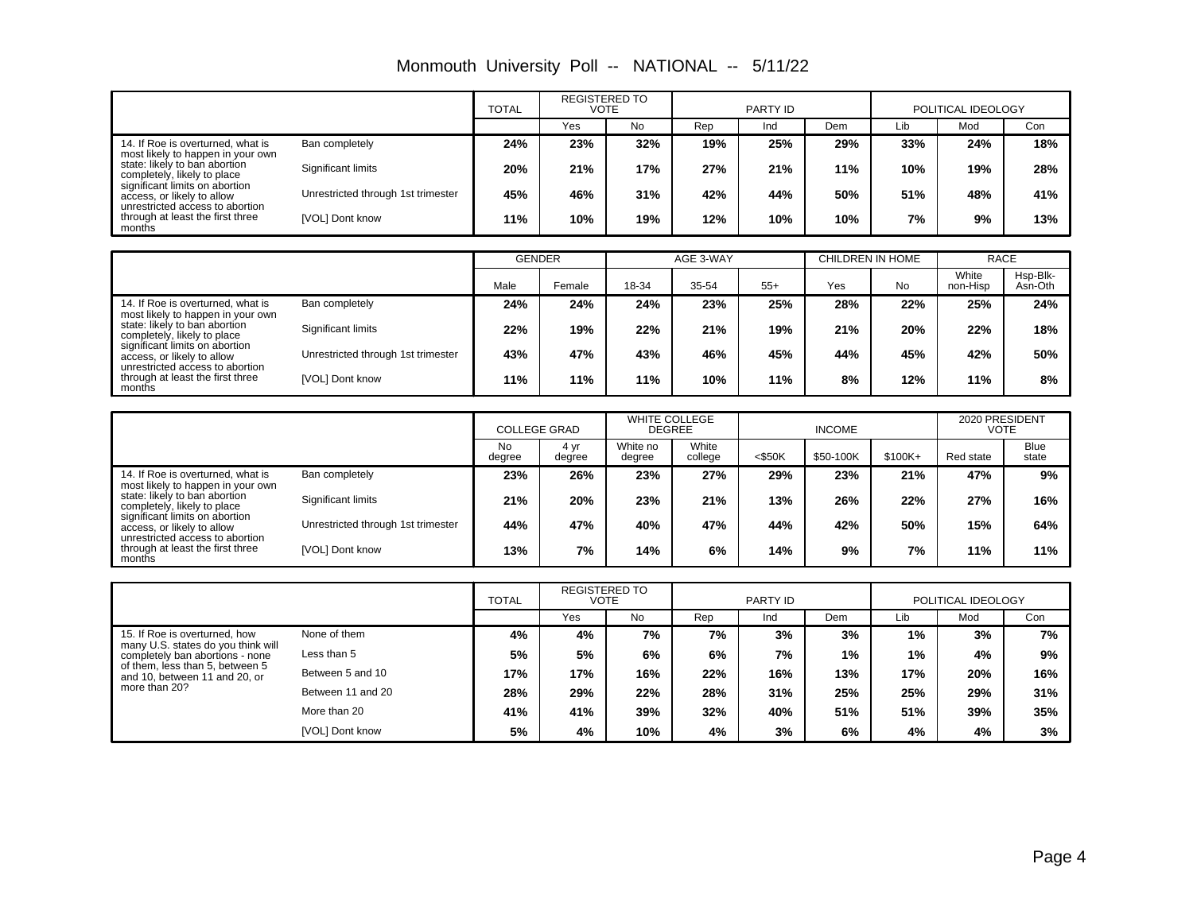# Monmouth University Poll -- NATIONAL -- 5/11/22

| | | TOTAL | REGISTERED TO VOTE | | PARTY ID | | | POLITICAL IDEOLOGY | | |
|---|---|---|---|---|---|---|---|---|---|---|
| | | | Yes | No | Rep | Ind | Dem | Lib | Mod | Con |
| 14. If Roe is overturned, what is most likely to happen in your own state: likely to ban abortion completely, likely to place significant limits on abortion access, or likely to allow unrestricted access to abortion through at least the first three months | Ban completely | 24% | 23% | 32% | 19% | 25% | 29% | 33% | 24% | 18% |
| | Significant limits | 20% | 21% | 17% | 27% | 21% | 11% | 10% | 19% | 28% |
| | Unrestricted through 1st trimester | 45% | 46% | 31% | 42% | 44% | 50% | 51% | 48% | 41% |
| | [VOL] Dont know | 11% | 10% | 19% | 12% | 10% | 10% | 7% | 9% | 13% |

| | | GENDER | | AGE 3-WAY | | | CHILDREN IN HOME | | RACE | |
|---|---|---|---|---|---|---|---|---|---|---|
| | | Male | Female | 18-34 | 35-54 | 55+ | Yes | No | White non-Hisp | Hsp-Blk-Asn-Oth |
| 14. If Roe is overturned, what is most likely to happen in your own state: likely to ban abortion completely, likely to place significant limits on abortion access, or likely to allow unrestricted access to abortion through at least the first three months | Ban completely | 24% | 24% | 24% | 23% | 25% | 28% | 22% | 25% | 24% |
| | Significant limits | 22% | 19% | 22% | 21% | 19% | 21% | 20% | 22% | 18% |
| | Unrestricted through 1st trimester | 43% | 47% | 43% | 46% | 45% | 44% | 45% | 42% | 50% |
| | [VOL] Dont know | 11% | 11% | 11% | 10% | 11% | 8% | 12% | 11% | 8% |

| | | COLLEGE GRAD | | WHITE COLLEGE DEGREE | | INCOME | | | 2020 PRESIDENT VOTE | |
|---|---|---|---|---|---|---|---|---|---|---|
| | | No degree | 4 yr degree | White no degree | White college | <$50K | $50-100K | $100K+ | Red state | Blue state |
| 14. If Roe is overturned, what is most likely to happen in your own state: likely to ban abortion completely, likely to place significant limits on abortion access, or likely to allow unrestricted access to abortion through at least the first three months | Ban completely | 23% | 26% | 23% | 27% | 29% | 23% | 21% | 47% | 9% |
| | Significant limits | 21% | 20% | 23% | 21% | 13% | 26% | 22% | 27% | 16% |
| | Unrestricted through 1st trimester | 44% | 47% | 40% | 47% | 44% | 42% | 50% | 15% | 64% |
| | [VOL] Dont know | 13% | 7% | 14% | 6% | 14% | 9% | 7% | 11% | 11% |

| | | TOTAL | REGISTERED TO VOTE | | PARTY ID | | | POLITICAL IDEOLOGY | | |
|---|---|---|---|---|---|---|---|---|---|---|
| | | | Yes | No | Rep | Ind | Dem | Lib | Mod | Con |
| 15. If Roe is overturned, how many U.S. states do you think will completely ban abortions - none of them, less than 5, between 5 and 10, between 11 and 20, or more than 20? | None of them | 4% | 4% | 7% | 7% | 3% | 3% | 1% | 3% | 7% |
| | Less than 5 | 5% | 5% | 6% | 6% | 7% | 1% | 1% | 4% | 9% |
| | Between 5 and 10 | 17% | 17% | 16% | 22% | 16% | 13% | 17% | 20% | 16% |
| | Between 11 and 20 | 28% | 29% | 22% | 28% | 31% | 25% | 25% | 29% | 31% |
| | More than 20 | 41% | 41% | 39% | 32% | 40% | 51% | 51% | 39% | 35% |
| | [VOL] Dont know | 5% | 4% | 10% | 4% | 3% | 6% | 4% | 4% | 3% |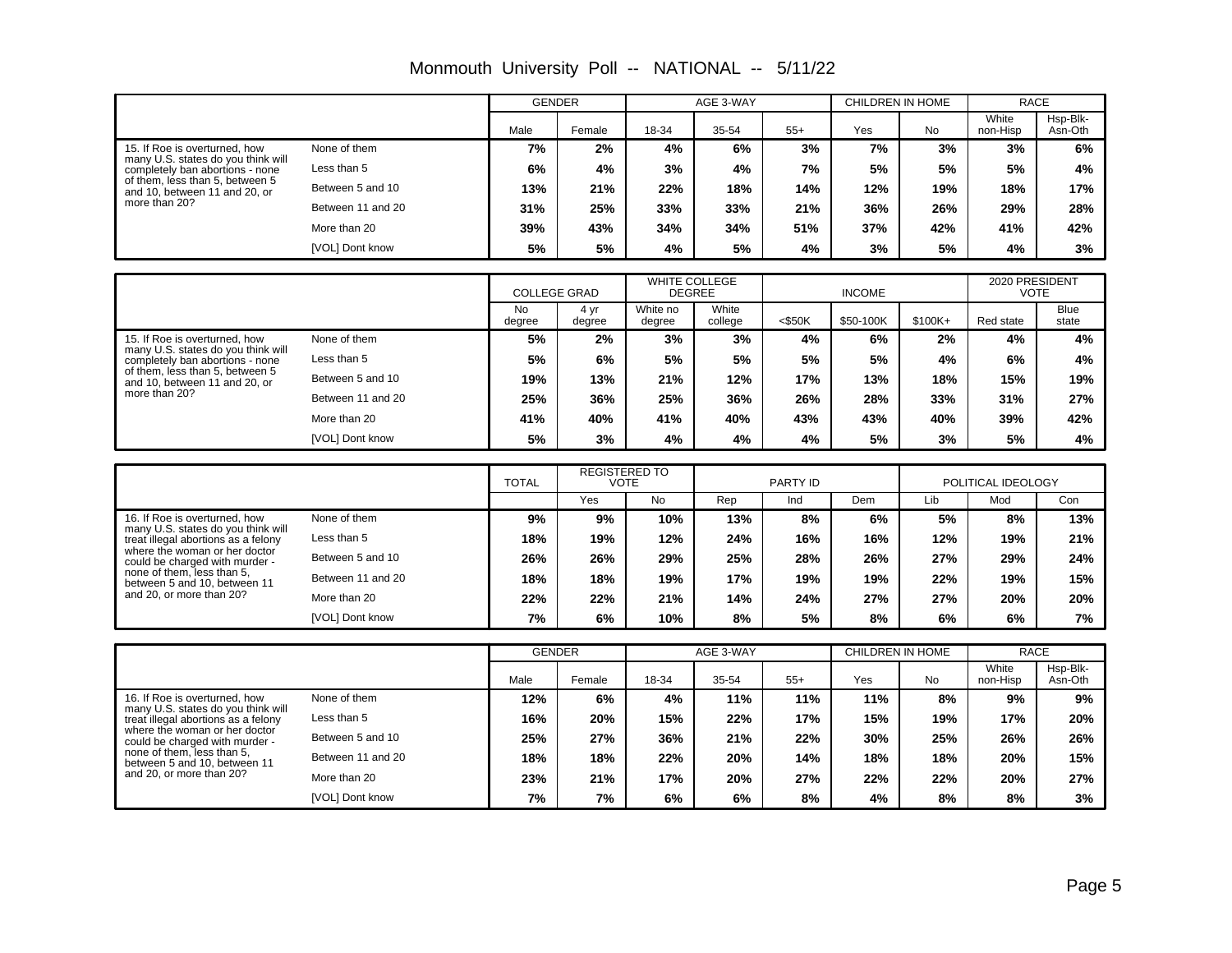# Monmouth University Poll -- NATIONAL -- 5/11/22

| | | GENDER | | AGE 3-WAY | | | CHILDREN IN HOME | | RACE | |
|---|---|---|---|---|---|---|---|---|---|---|
| | | Male | Female | 18-34 | 35-54 | 55+ | Yes | No | White non-Hisp | Hsp-Blk-Asn-Oth |
| 15. If Roe is overturned, how many U.S. states do you think will completely ban abortions - none of them, less than 5, between 5 and 10, between 11 and 20, or more than 20? | None of them | 7% | 2% | 4% | 6% | 3% | 7% | 3% | 3% | 6% |
| | Less than 5 | 6% | 4% | 3% | 4% | 7% | 5% | 5% | 5% | 4% |
| | Between 5 and 10 | 13% | 21% | 22% | 18% | 14% | 12% | 19% | 18% | 17% |
| | Between 11 and 20 | 31% | 25% | 33% | 33% | 21% | 36% | 26% | 29% | 28% |
| | More than 20 | 39% | 43% | 34% | 34% | 51% | 37% | 42% | 41% | 42% |
| | [VOL] Dont know | 5% | 5% | 4% | 5% | 4% | 3% | 5% | 4% | 3% |

| | | COLLEGE GRAD | | WHITE COLLEGE DEGREE | | INCOME | | | 2020 PRESIDENT VOTE | |
|---|---|---|---|---|---|---|---|---|---|---|
| | | No degree | 4 yr degree | White no degree | White college | <$50K | $50-100K | $100K+ | Red state | Blue state |
| 15. If Roe is overturned, how many U.S. states do you think will completely ban abortions - none of them, less than 5, between 5 and 10, between 11 and 20, or more than 20? | None of them | 5% | 2% | 3% | 3% | 4% | 6% | 2% | 4% | 4% |
| | Less than 5 | 5% | 6% | 5% | 5% | 5% | 5% | 4% | 6% | 4% |
| | Between 5 and 10 | 19% | 13% | 21% | 12% | 17% | 13% | 18% | 15% | 19% |
| | Between 11 and 20 | 25% | 36% | 25% | 36% | 26% | 28% | 33% | 31% | 27% |
| | More than 20 | 41% | 40% | 41% | 40% | 43% | 43% | 40% | 39% | 42% |
| | [VOL] Dont know | 5% | 3% | 4% | 4% | 4% | 5% | 3% | 5% | 4% |

| | | TOTAL | REGISTERED TO VOTE | | PARTY ID | | | POLITICAL IDEOLOGY | | |
|---|---|---|---|---|---|---|---|---|---|---|
| | | | Yes | No | Rep | Ind | Dem | Lib | Mod | Con |
| 16. If Roe is overturned, how many U.S. states do you think will treat illegal abortions as a felony where the woman or her doctor could be charged with murder - none of them, less than 5, between 5 and 10, between 11 and 20, or more than 20? | None of them | 9% | 9% | 10% | 13% | 8% | 6% | 5% | 8% | 13% |
| | Less than 5 | 18% | 19% | 12% | 24% | 16% | 16% | 12% | 19% | 21% |
| | Between 5 and 10 | 26% | 26% | 29% | 25% | 28% | 26% | 27% | 29% | 24% |
| | Between 11 and 20 | 18% | 18% | 19% | 17% | 19% | 19% | 22% | 19% | 15% |
| | More than 20 | 22% | 22% | 21% | 14% | 24% | 27% | 27% | 20% | 20% |
| | [VOL] Dont know | 7% | 6% | 10% | 8% | 5% | 8% | 6% | 6% | 7% |

| | | GENDER | | AGE 3-WAY | | | CHILDREN IN HOME | | RACE | |
|---|---|---|---|---|---|---|---|---|---|---|
| | | Male | Female | 18-34 | 35-54 | 55+ | Yes | No | White non-Hisp | Hsp-Blk-Asn-Oth |
| 16. If Roe is overturned, how many U.S. states do you think will treat illegal abortions as a felony where the woman or her doctor could be charged with murder - none of them, less than 5, between 5 and 10, between 11 and 20, or more than 20? | None of them | 12% | 6% | 4% | 11% | 11% | 11% | 8% | 9% | 9% |
| | Less than 5 | 16% | 20% | 15% | 22% | 17% | 15% | 19% | 17% | 20% |
| | Between 5 and 10 | 25% | 27% | 36% | 21% | 22% | 30% | 25% | 26% | 26% |
| | Between 11 and 20 | 18% | 18% | 22% | 20% | 14% | 18% | 18% | 20% | 15% |
| | More than 20 | 23% | 21% | 17% | 20% | 27% | 22% | 22% | 20% | 27% |
| | [VOL] Dont know | 7% | 7% | 6% | 6% | 8% | 4% | 8% | 8% | 3% |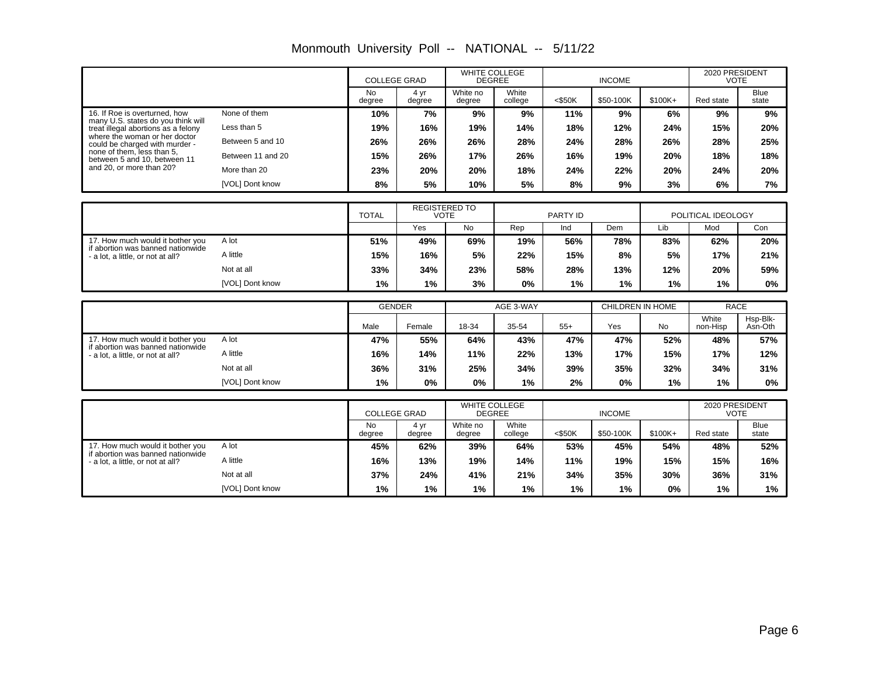# Monmouth University Poll -- NATIONAL -- 5/11/22

| | | COLLEGE GRAD | | WHITE COLLEGE DEGREE | | INCOME | | | 2020 PRESIDENT VOTE | |
|---|---|---|---|---|---|---|---|---|---|---|
| | | No degree | 4 yr degree | White no degree | White college | <$50K | $50-100K | $100K+ | Red state | Blue state |
| 16. If Roe is overturned, how many U.S. states do you think will treat illegal abortions as a felony where the woman or her doctor could be charged with murder - none of them, less than 5, between 5 and 10, between 11 and 20, or more than 20? | None of them | 10% | 7% | 9% | 9% | 11% | 9% | 6% | 9% | 9% |
| | Less than 5 | 19% | 16% | 19% | 14% | 18% | 12% | 24% | 15% | 20% |
| | Between 5 and 10 | 26% | 26% | 26% | 28% | 24% | 28% | 26% | 28% | 25% |
| | Between 11 and 20 | 15% | 26% | 17% | 26% | 16% | 19% | 20% | 18% | 18% |
| | More than 20 | 23% | 20% | 20% | 18% | 24% | 22% | 20% | 24% | 20% |
| | [VOL] Dont know | 8% | 5% | 10% | 5% | 8% | 9% | 3% | 6% | 7% |

| | | TOTAL | REGISTERED TO VOTE | | PARTY ID | | | POLITICAL IDEOLOGY | | |
|---|---|---|---|---|---|---|---|---|---|---|
| | | | Yes | No | Rep | Ind | Dem | Lib | Mod | Con |
| 17. How much would it bother you if abortion was banned nationwide - a lot, a little, or not at all? | A lot | 51% | 49% | 69% | 19% | 56% | 78% | 83% | 62% | 20% |
| | A little | 15% | 16% | 5% | 22% | 15% | 8% | 5% | 17% | 21% |
| | Not at all | 33% | 34% | 23% | 58% | 28% | 13% | 12% | 20% | 59% |
| | [VOL] Dont know | 1% | 1% | 3% | 0% | 1% | 1% | 1% | 1% | 0% |

| | | GENDER | | AGE 3-WAY | | | CHILDREN IN HOME | | RACE | |
|---|---|---|---|---|---|---|---|---|---|---|
| | | Male | Female | 18-34 | 35-54 | 55+ | Yes | No | White non-Hisp | Hsp-Blk-Asn-Oth |
| 17. How much would it bother you if abortion was banned nationwide - a lot, a little, or not at all? | A lot | 47% | 55% | 64% | 43% | 47% | 47% | 52% | 48% | 57% |
| | A little | 16% | 14% | 11% | 22% | 13% | 17% | 15% | 17% | 12% |
| | Not at all | 36% | 31% | 25% | 34% | 39% | 35% | 32% | 34% | 31% |
| | [VOL] Dont know | 1% | 0% | 0% | 1% | 2% | 0% | 1% | 1% | 0% |

| | | COLLEGE GRAD | | WHITE COLLEGE DEGREE | | INCOME | | | 2020 PRESIDENT VOTE | |
|---|---|---|---|---|---|---|---|---|---|---|
| | | No degree | 4 yr degree | White no degree | White college | <$50K | $50-100K | $100K+ | Red state | Blue state |
| 17. How much would it bother you if abortion was banned nationwide - a lot, a little, or not at all? | A lot | 45% | 62% | 39% | 64% | 53% | 45% | 54% | 48% | 52% |
| | A little | 16% | 13% | 19% | 14% | 11% | 19% | 15% | 15% | 16% |
| | Not at all | 37% | 24% | 41% | 21% | 34% | 35% | 30% | 36% | 31% |
| | [VOL] Dont know | 1% | 1% | 1% | 1% | 1% | 1% | 0% | 1% | 1% |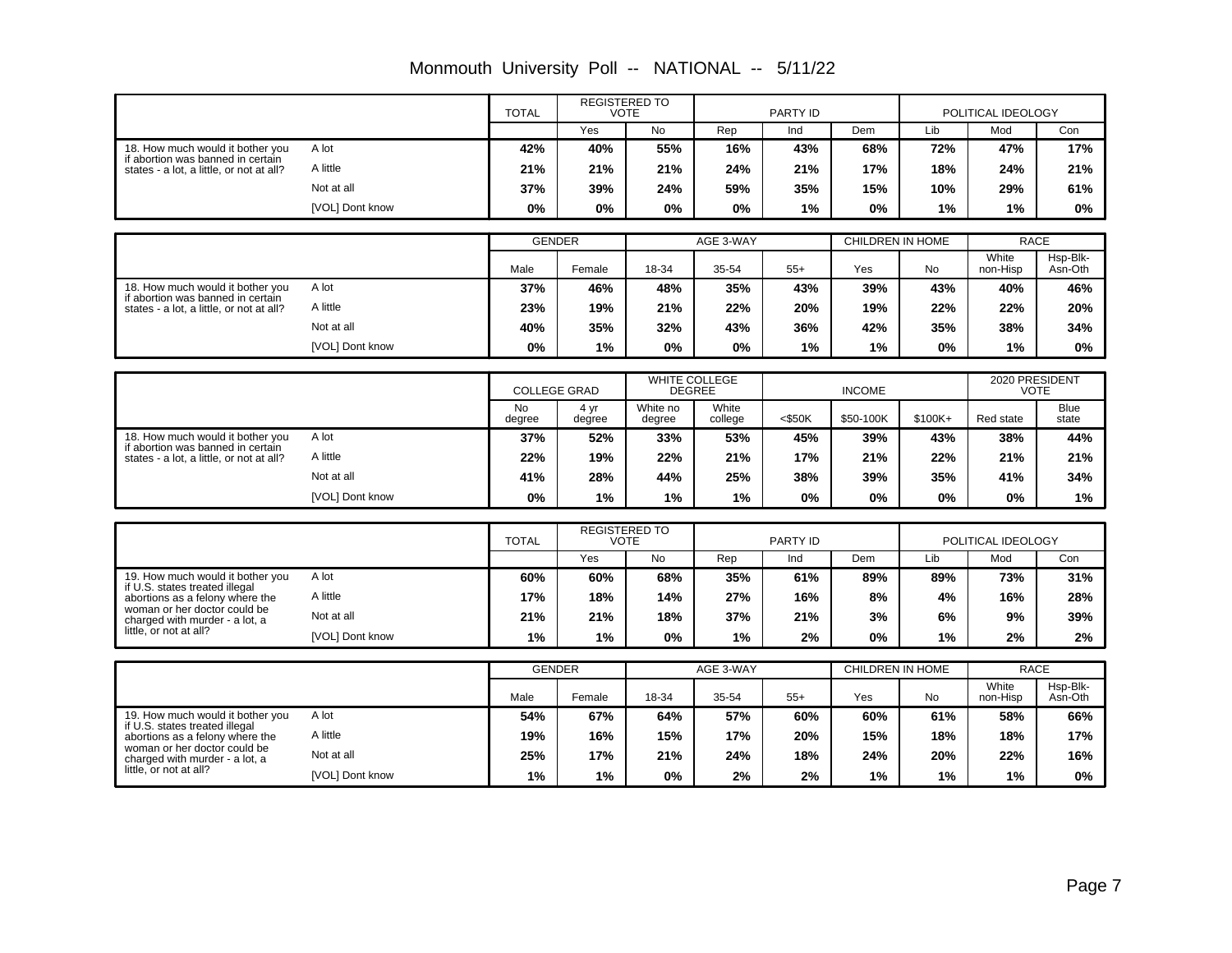# Monmouth University Poll -- NATIONAL -- 5/11/22

| | | TOTAL | REGISTERED TO VOTE | | PARTY ID | | | POLITICAL IDEOLOGY | | |
|---|---|---|---|---|---|---|---|---|---|---|
| | | | Yes | No | Rep | Ind | Dem | Lib | Mod | Con |
| 18. How much would it bother you if abortion was banned in certain states - a lot, a little, or not at all? | A lot | 42% | 40% | 55% | 16% | 43% | 68% | 72% | 47% | 17% |
| | A little | 21% | 21% | 21% | 24% | 21% | 17% | 18% | 24% | 21% |
| | Not at all | 37% | 39% | 24% | 59% | 35% | 15% | 10% | 29% | 61% |
| | [VOL] Dont know | 0% | 0% | 0% | 0% | 1% | 0% | 1% | 1% | 0% |

| | | GENDER | | AGE 3-WAY | | | CHILDREN IN HOME | | RACE | |
|---|---|---|---|---|---|---|---|---|---|---|
| | | Male | Female | 18-34 | 35-54 | 55+ | Yes | No | White non-Hisp | Hsp-Blk-Asn-Oth |
| 18. How much would it bother you if abortion was banned in certain states - a lot, a little, or not at all? | A lot | 37% | 46% | 48% | 35% | 43% | 39% | 43% | 40% | 46% |
| | A little | 23% | 19% | 21% | 22% | 20% | 19% | 22% | 22% | 20% |
| | Not at all | 40% | 35% | 32% | 43% | 36% | 42% | 35% | 38% | 34% |
| | [VOL] Dont know | 0% | 1% | 0% | 0% | 1% | 1% | 0% | 1% | 0% |

| | | COLLEGE GRAD | | WHITE COLLEGE DEGREE | | INCOME | | | 2020 PRESIDENT VOTE | |
|---|---|---|---|---|---|---|---|---|---|---|
| | | No degree | 4 yr degree | White no degree | White college | <$50K | $50-100K | $100K+ | Red state | Blue state |
| 18. How much would it bother you if abortion was banned in certain states - a lot, a little, or not at all? | A lot | 37% | 52% | 33% | 53% | 45% | 39% | 43% | 38% | 44% |
| | A little | 22% | 19% | 22% | 21% | 17% | 21% | 22% | 21% | 21% |
| | Not at all | 41% | 28% | 44% | 25% | 38% | 39% | 35% | 41% | 34% |
| | [VOL] Dont know | 0% | 1% | 1% | 1% | 0% | 0% | 0% | 0% | 1% |

| | | TOTAL | REGISTERED TO VOTE | | PARTY ID | | | POLITICAL IDEOLOGY | | |
|---|---|---|---|---|---|---|---|---|---|---|
| | | | Yes | No | Rep | Ind | Dem | Lib | Mod | Con |
| 19. How much would it bother you if U.S. states treated illegal abortions as a felony where the woman or her doctor could be charged with murder - a lot, a little, or not at all? | A lot | 60% | 60% | 68% | 35% | 61% | 89% | 89% | 73% | 31% |
| | A little | 17% | 18% | 14% | 27% | 16% | 8% | 4% | 16% | 28% |
| | Not at all | 21% | 21% | 18% | 37% | 21% | 3% | 6% | 9% | 39% |
| | [VOL] Dont know | 1% | 1% | 0% | 1% | 2% | 0% | 1% | 2% | 2% |

| | | GENDER | | AGE 3-WAY | | | CHILDREN IN HOME | | RACE | |
|---|---|---|---|---|---|---|---|---|---|---|
| | | Male | Female | 18-34 | 35-54 | 55+ | Yes | No | White non-Hisp | Hsp-Blk-Asn-Oth |
| 19. How much would it bother you if U.S. states treated illegal abortions as a felony where the woman or her doctor could be charged with murder - a lot, a little, or not at all? | A lot | 54% | 67% | 64% | 57% | 60% | 60% | 61% | 58% | 66% |
| | A little | 19% | 16% | 15% | 17% | 20% | 15% | 18% | 18% | 17% |
| | Not at all | 25% | 17% | 21% | 24% | 18% | 24% | 20% | 22% | 16% |
| | [VOL] Dont know | 1% | 1% | 0% | 2% | 2% | 1% | 1% | 1% | 0% |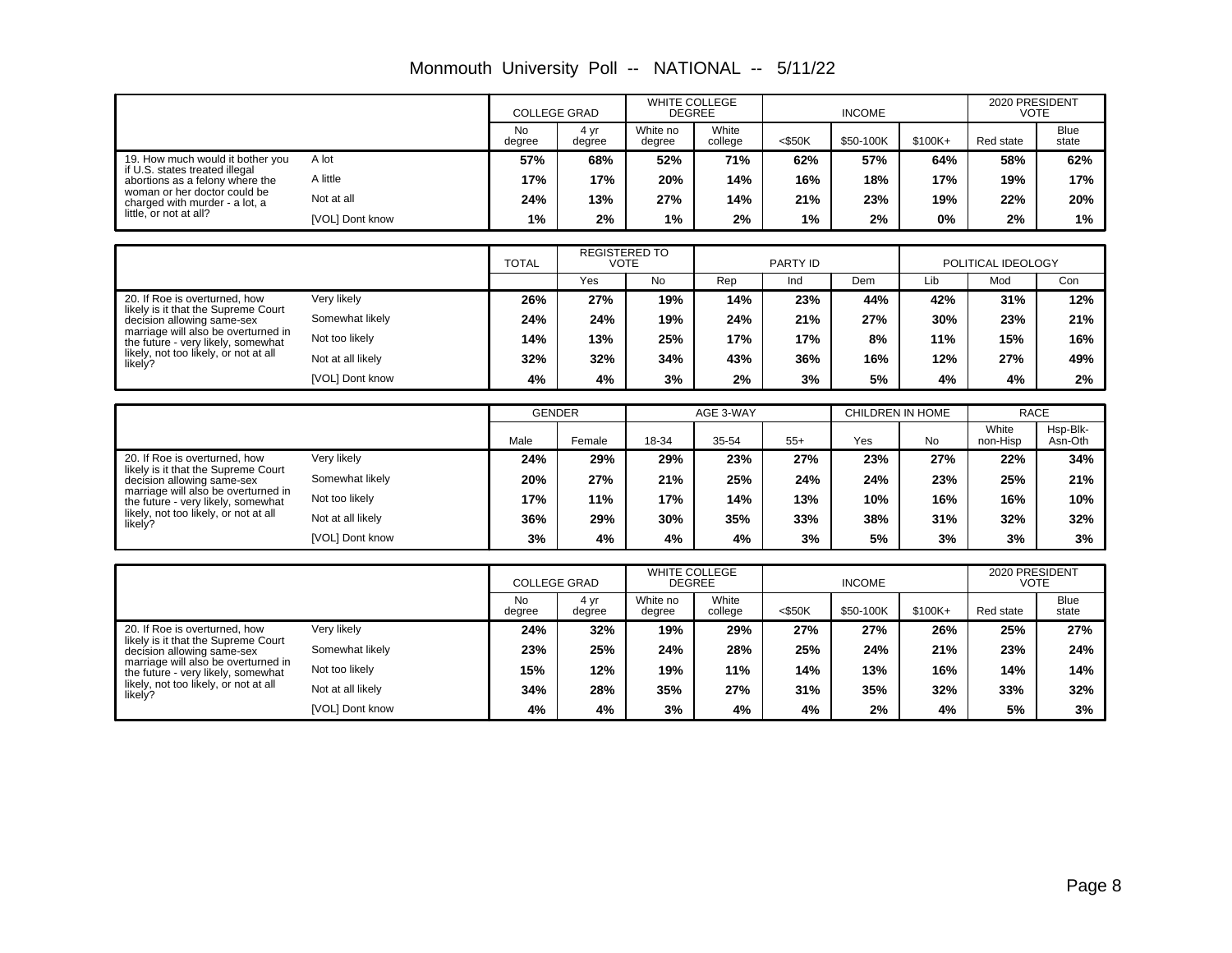# Monmouth University Poll -- NATIONAL -- 5/11/22

| | | COLLEGE GRAD | | WHITE COLLEGE DEGREE | | INCOME | | | 2020 PRESIDENT VOTE | |
|---|---|---|---|---|---|---|---|---|---|---|
| | | No degree | 4 yr degree | White no degree | White college | <$50K | $50-100K | $100K+ | Red state | Blue state |
| 19. How much would it bother you if U.S. states treated illegal abortions as a felony where the woman or her doctor could be charged with murder - a lot, a little, or not at all? | A lot | **57%** | **68%** | **52%** | **71%** | **62%** | **57%** | **64%** | **58%** | **62%** |
| | A little | **17%** | **17%** | **20%** | **14%** | **16%** | **18%** | **17%** | **19%** | **17%** |
| | Not at all | **24%** | **13%** | **27%** | **14%** | **21%** | **23%** | **19%** | **22%** | **20%** |
| | [VOL] Dont know | **1%** | **2%** | **1%** | **2%** | **1%** | **2%** | **0%** | **2%** | **1%** |

| | | TOTAL | REGISTERED TO VOTE | | PARTY ID | | | POLITICAL IDEOLOGY | | |
|---|---|---|---|---|---|---|---|---|---|---|
| | | | Yes | No | Rep | Ind | Dem | Lib | Mod | Con |
| 20. If Roe is overturned, how likely is it that the Supreme Court decision allowing same-sex marriage will also be overturned in the future - very likely, somewhat likely, not too likely, or not at all likely? | Very likely | **26%** | **27%** | **19%** | **14%** | **23%** | **44%** | **42%** | **31%** | **12%** |
| | Somewhat likely | **24%** | **24%** | **19%** | **24%** | **21%** | **27%** | **30%** | **23%** | **21%** |
| | Not too likely | **14%** | **13%** | **25%** | **17%** | **17%** | **8%** | **11%** | **15%** | **16%** |
| | Not at all likely | **32%** | **32%** | **34%** | **43%** | **36%** | **16%** | **12%** | **27%** | **49%** |
| | [VOL] Dont know | **4%** | **4%** | **3%** | **2%** | **3%** | **5%** | **4%** | **4%** | **2%** |

| | | GENDER | | AGE 3-WAY | | | CHILDREN IN HOME | | RACE | |
|---|---|---|---|---|---|---|---|---|---|---|
| | | Male | Female | 18-34 | 35-54 | 55+ | Yes | No | White non-Hisp | Hsp-Blk-Asn-Oth |
| 20. If Roe is overturned, how likely is it that the Supreme Court decision allowing same-sex marriage will also be overturned in the future - very likely, somewhat likely, not too likely, or not at all likely? | Very likely | **24%** | **29%** | **29%** | **23%** | **27%** | **23%** | **27%** | **22%** | **34%** |
| | Somewhat likely | **20%** | **27%** | **21%** | **25%** | **24%** | **24%** | **23%** | **25%** | **21%** |
| | Not too likely | **17%** | **11%** | **17%** | **14%** | **13%** | **10%** | **16%** | **16%** | **10%** |
| | Not at all likely | **36%** | **29%** | **30%** | **35%** | **33%** | **38%** | **31%** | **32%** | **32%** |
| | [VOL] Dont know | **3%** | **4%** | **4%** | **4%** | **3%** | **5%** | **3%** | **3%** | **3%** |

| | | COLLEGE GRAD | | WHITE COLLEGE DEGREE | | INCOME | | | 2020 PRESIDENT VOTE | |
|---|---|---|---|---|---|---|---|---|---|---|
| | | No degree | 4 yr degree | White no degree | White college | <$50K | $50-100K | $100K+ | Red state | Blue state |
| 20. If Roe is overturned, how likely is it that the Supreme Court decision allowing same-sex marriage will also be overturned in the future - very likely, somewhat likely, not too likely, or not at all likely? | Very likely | **24%** | **32%** | **19%** | **29%** | **27%** | **27%** | **26%** | **25%** | **27%** |
| | Somewhat likely | **23%** | **25%** | **24%** | **28%** | **25%** | **24%** | **21%** | **23%** | **24%** |
| | Not too likely | **15%** | **12%** | **19%** | **11%** | **14%** | **13%** | **16%** | **14%** | **14%** |
| | Not at all likely | **34%** | **28%** | **35%** | **27%** | **31%** | **35%** | **32%** | **33%** | **32%** |
| | [VOL] Dont know | **4%** | **4%** | **3%** | **4%** | **4%** | **2%** | **4%** | **5%** | **3%** |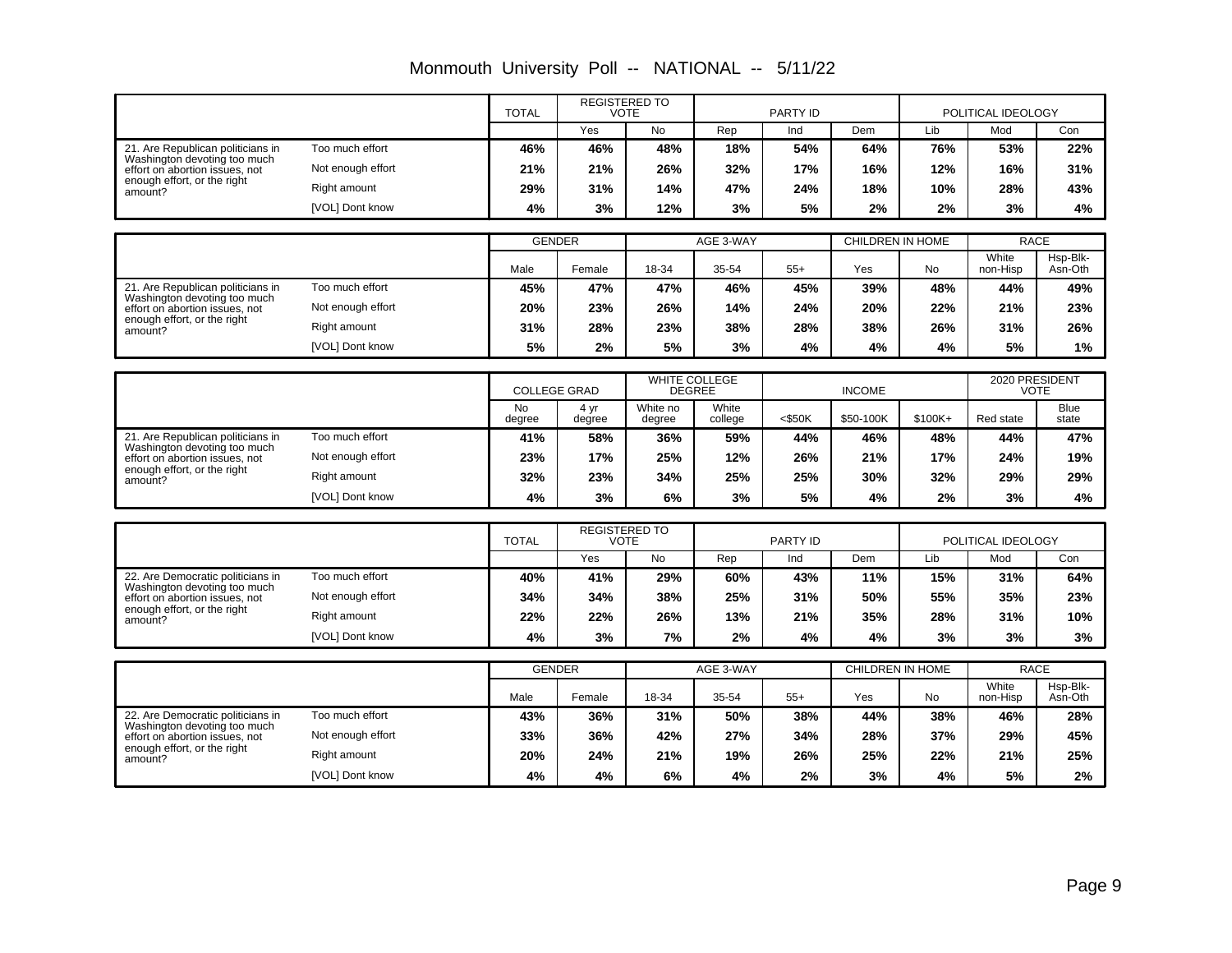# Monmouth University Poll -- NATIONAL -- 5/11/22

| | | TOTAL | REGISTERED TO VOTE | | PARTY ID | | | POLITICAL IDEOLOGY | | |
|---|---|---|---|---|---|---|---|---|---|---|
| | | | Yes | No | Rep | Ind | Dem | Lib | Mod | Con |
| 21. Are Republican politicians in Washington devoting too much effort on abortion issues, not enough effort, or the right amount? | Too much effort | **46%** | **46%** | **48%** | **18%** | **54%** | **64%** | **76%** | **53%** | **22%** |
| | Not enough effort | **21%** | **21%** | **26%** | **32%** | **17%** | **16%** | **12%** | **16%** | **31%** |
| | Right amount | **29%** | **31%** | **14%** | **47%** | **24%** | **18%** | **10%** | **28%** | **43%** |
| | [VOL] Dont know | **4%** | **3%** | **12%** | **3%** | **5%** | **2%** | **2%** | **3%** | **4%** |

| | | GENDER | | AGE 3-WAY | | | CHILDREN IN HOME | | RACE | |
|---|---|---|---|---|---|---|---|---|---|---|
| | | Male | Female | 18-34 | 35-54 | 55+ | Yes | No | White non-Hisp | Hsp-Blk-Asn-Oth |
| 21. Are Republican politicians in Washington devoting too much effort on abortion issues, not enough effort, or the right amount? | Too much effort | **45%** | **47%** | **47%** | **46%** | **45%** | **39%** | **48%** | **44%** | **49%** |
| | Not enough effort | **20%** | **23%** | **26%** | **14%** | **24%** | **20%** | **22%** | **21%** | **23%** |
| | Right amount | **31%** | **28%** | **23%** | **38%** | **28%** | **38%** | **26%** | **31%** | **26%** |
| | [VOL] Dont know | **5%** | **2%** | **5%** | **3%** | **4%** | **4%** | **4%** | **5%** | **1%** |

| | | COLLEGE GRAD | | WHITE COLLEGE DEGREE | | INCOME | | | 2020 PRESIDENT VOTE | |
|---|---|---|---|---|---|---|---|---|---|---|
| | | No degree | 4 yr degree | White no degree | White college | <$50K | $50-100K | $100K+ | Red state | Blue state |
| 21. Are Republican politicians in Washington devoting too much effort on abortion issues, not enough effort, or the right amount? | Too much effort | **41%** | **58%** | **36%** | **59%** | **44%** | **46%** | **48%** | **44%** | **47%** |
| | Not enough effort | **23%** | **17%** | **25%** | **12%** | **26%** | **21%** | **17%** | **24%** | **19%** |
| | Right amount | **32%** | **23%** | **34%** | **25%** | **25%** | **30%** | **32%** | **29%** | **29%** |
| | [VOL] Dont know | **4%** | **3%** | **6%** | **3%** | **5%** | **4%** | **2%** | **3%** | **4%** |

| | | TOTAL | REGISTERED TO VOTE | | PARTY ID | | | POLITICAL IDEOLOGY | | |
|---|---|---|---|---|---|---|---|---|---|---|
| | | | Yes | No | Rep | Ind | Dem | Lib | Mod | Con |
| 22. Are Democratic politicians in Washington devoting too much effort on abortion issues, not enough effort, or the right amount? | Too much effort | **40%** | **41%** | **29%** | **60%** | **43%** | **11%** | **15%** | **31%** | **64%** |
| | Not enough effort | **34%** | **34%** | **38%** | **25%** | **31%** | **50%** | **55%** | **35%** | **23%** |
| | Right amount | **22%** | **22%** | **26%** | **13%** | **21%** | **35%** | **28%** | **31%** | **10%** |
| | [VOL] Dont know | **4%** | **3%** | **7%** | **2%** | **4%** | **4%** | **3%** | **3%** | **3%** |

| | | GENDER | | AGE 3-WAY | | | CHILDREN IN HOME | | RACE | |
|---|---|---|---|---|---|---|---|---|---|---|
| | | Male | Female | 18-34 | 35-54 | 55+ | Yes | No | White non-Hisp | Hsp-Blk-Asn-Oth |
| 22. Are Democratic politicians in Washington devoting too much effort on abortion issues, not enough effort, or the right amount? | Too much effort | **43%** | **36%** | **31%** | **50%** | **38%** | **44%** | **38%** | **46%** | **28%** |
| | Not enough effort | **33%** | **36%** | **42%** | **27%** | **34%** | **28%** | **37%** | **29%** | **45%** |
| | Right amount | **20%** | **24%** | **21%** | **19%** | **26%** | **25%** | **22%** | **21%** | **25%** |
| | [VOL] Dont know | **4%** | **4%** | **6%** | **4%** | **2%** | **3%** | **4%** | **5%** | **2%** |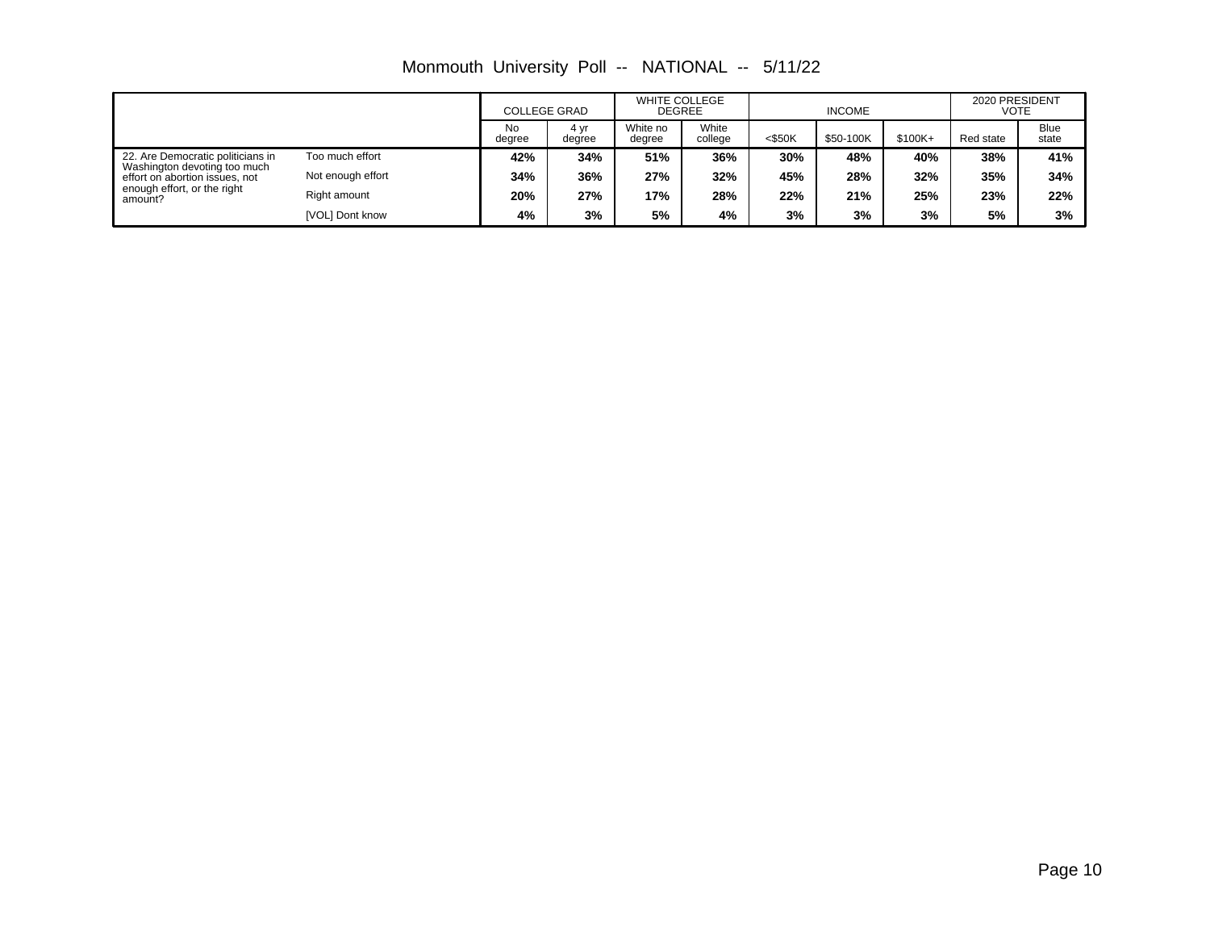# Monmouth University Poll -- NATIONAL -- 5/11/22

| | | COLLEGE GRAD | | WHITE COLLEGE DEGREE | | INCOME | | | 2020 PRESIDENT VOTE | |
|---|---|---|---|---|---|---|---|---|---|---|
| | | No degree | 4 yr degree | White no degree | White college | <$50K | $50-100K | $100K+ | Red state | Blue state |
| 22. Are Democratic politicians in Washington devoting too much effort on abortion issues, not enough effort, or the right amount? | Too much effort | **42%** | **34%** | **51%** | **36%** | **30%** | **48%** | **40%** | **38%** | **41%** |
| | Not enough effort | **34%** | **36%** | **27%** | **32%** | **45%** | **28%** | **32%** | **35%** | **34%** |
| | Right amount | **20%** | **27%** | **17%** | **28%** | **22%** | **21%** | **25%** | **23%** | **22%** |
| | [VOL] Dont know | **4%** | **3%** | **5%** | **4%** | **3%** | **3%** | **3%** | **5%** | **3%** |